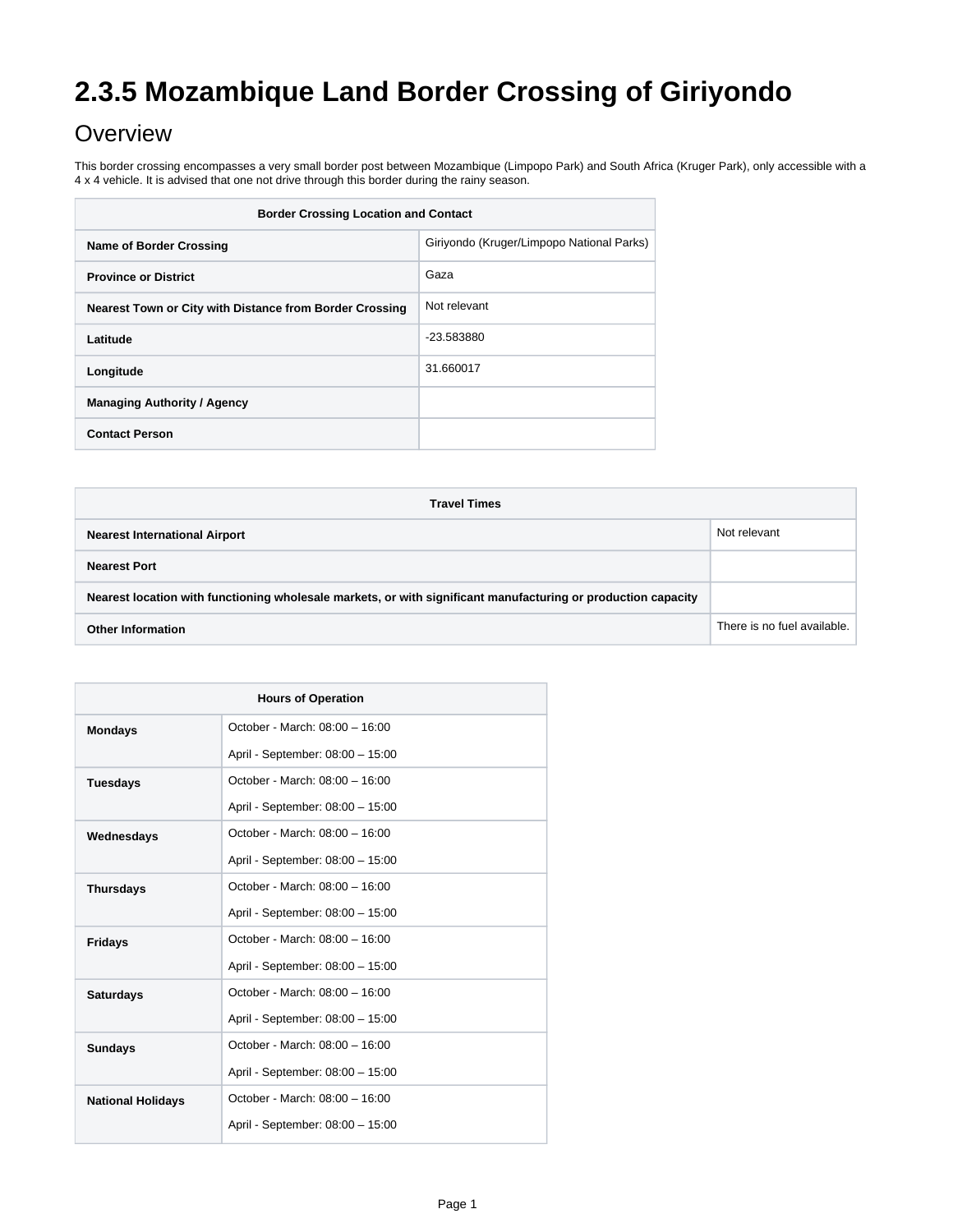# 2.3.5 Mozambique Land Border Crossing of Giriyondo

## Overview

This border crossing encompasses a very small border post between Mozambique (Limpopo Park) and South Africa (Kruger Park), only accessible with a 4 x 4 vehicle. It is advised that one not drive through this border during the rainy season.

| Border Crossing Location and Contact | |
|---|---|
| **Name of Border Crossing** | Giriyondo (Kruger/Limpopo National Parks) |
| **Province or District** | Gaza |
| **Nearest Town or City with Distance from Border Crossing** | Not relevant |
| **Latitude** | -23.583880 |
| **Longitude** | 31.660017 |
| **Managing Authority / Agency** | |
| **Contact Person** | |

| Travel Times | |
|---|---|
| **Nearest International Airport** | Not relevant |
| **Nearest Port** | |
| **Nearest location with functioning wholesale markets, or with significant manufacturing or production capacity** | |
| **Other Information** | There is no fuel available. |

| Hours of Operation | |
|---|---|
| **Mondays** | October - March: 08:00 – 16:00<br>April - September: 08:00 – 15:00 |
| **Tuesdays** | October - March: 08:00 – 16:00<br>April - September: 08:00 – 15:00 |
| **Wednesdays** | October - March: 08:00 – 16:00<br>April - September: 08:00 – 15:00 |
| **Thursdays** | October - March: 08:00 – 16:00<br>April - September: 08:00 – 15:00 |
| **Fridays** | October - March: 08:00 – 16:00<br>April - September: 08:00 – 15:00 |
| **Saturdays** | October - March: 08:00 – 16:00<br>April - September: 08:00 – 15:00 |
| **Sundays** | October - March: 08:00 – 16:00<br>April - September: 08:00 – 15:00 |
| **National Holidays** | October - March: 08:00 – 16:00<br>April - September: 08:00 – 15:00 |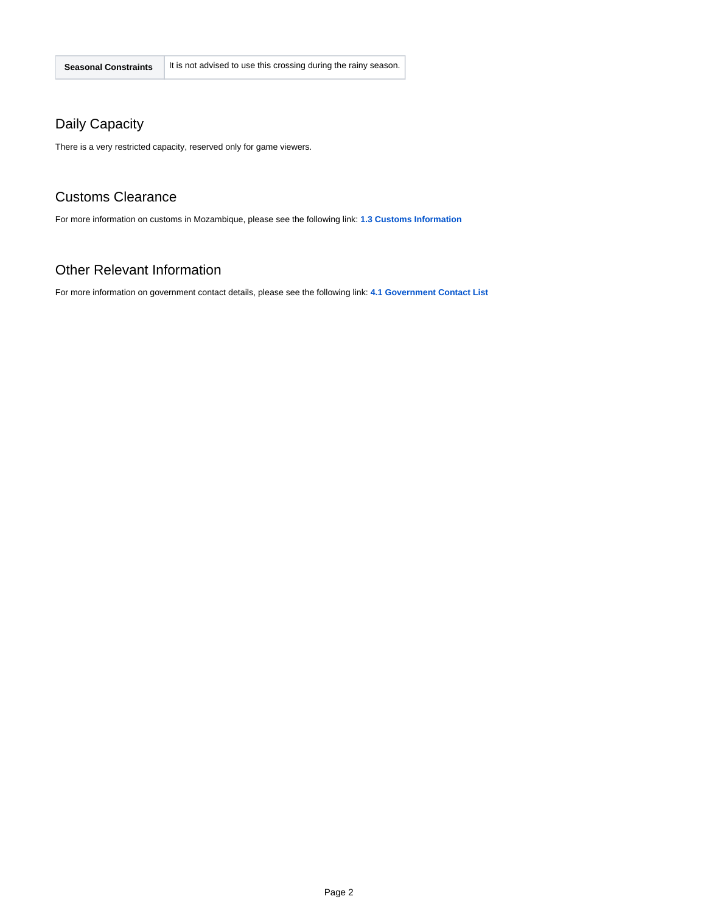| | |
|---|---|
| **Seasonal Constraints** | It is not advised to use this crossing during the rainy season. |

## Daily Capacity

There is a very restricted capacity, reserved only for game viewers.

## Customs Clearance

For more information on customs in Mozambique, please see the following link: **1.3 Customs Information**

## Other Relevant Information

For more information on government contact details, please see the following link: **4.1 Government Contact List**